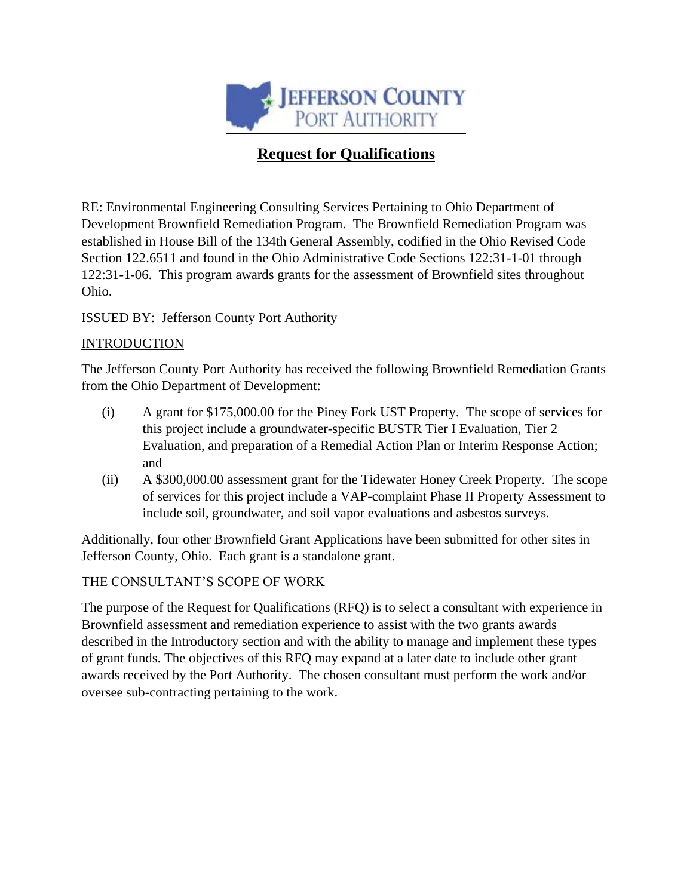JEFFERSON COUNTY
PORT AUTHORITY

# Request for Qualifications

RE: Environmental Engineering Consulting Services Pertaining to Ohio Department of Development Brownfield Remediation Program. The Brownfield Remediation Program was established in House Bill of the 134th General Assembly, codified in the Ohio Revised Code Section 122.6511 and found in the Ohio Administrative Code Sections 122:31-1-01 through 122:31-1-06. This program awards grants for the assessment of Brownfield sites throughout Ohio.

ISSUED BY: Jefferson County Port Authority

## INTRODUCTION

The Jefferson County Port Authority has received the following Brownfield Remediation Grants from the Ohio Department of Development:

(i) A grant for $175,000.00 for the Piney Fork UST Property. The scope of services for this project include a groundwater-specific BUSTR Tier I Evaluation, Tier 2 Evaluation, and preparation of a Remedial Action Plan or Interim Response Action; and

(ii) A $300,000.00 assessment grant for the Tidewater Honey Creek Property. The scope of services for this project include a VAP-complaint Phase II Property Assessment to include soil, groundwater, and soil vapor evaluations and asbestos surveys.

Additionally, four other Brownfield Grant Applications have been submitted for other sites in Jefferson County, Ohio. Each grant is a standalone grant.

## THE CONSULTANT'S SCOPE OF WORK

The purpose of the Request for Qualifications (RFQ) is to select a consultant with experience in Brownfield assessment and remediation experience to assist with the two grants awards described in the Introductory section and with the ability to manage and implement these types of grant funds. The objectives of this RFQ may expand at a later date to include other grant awards received by the Port Authority. The chosen consultant must perform the work and/or oversee sub-contracting pertaining to the work.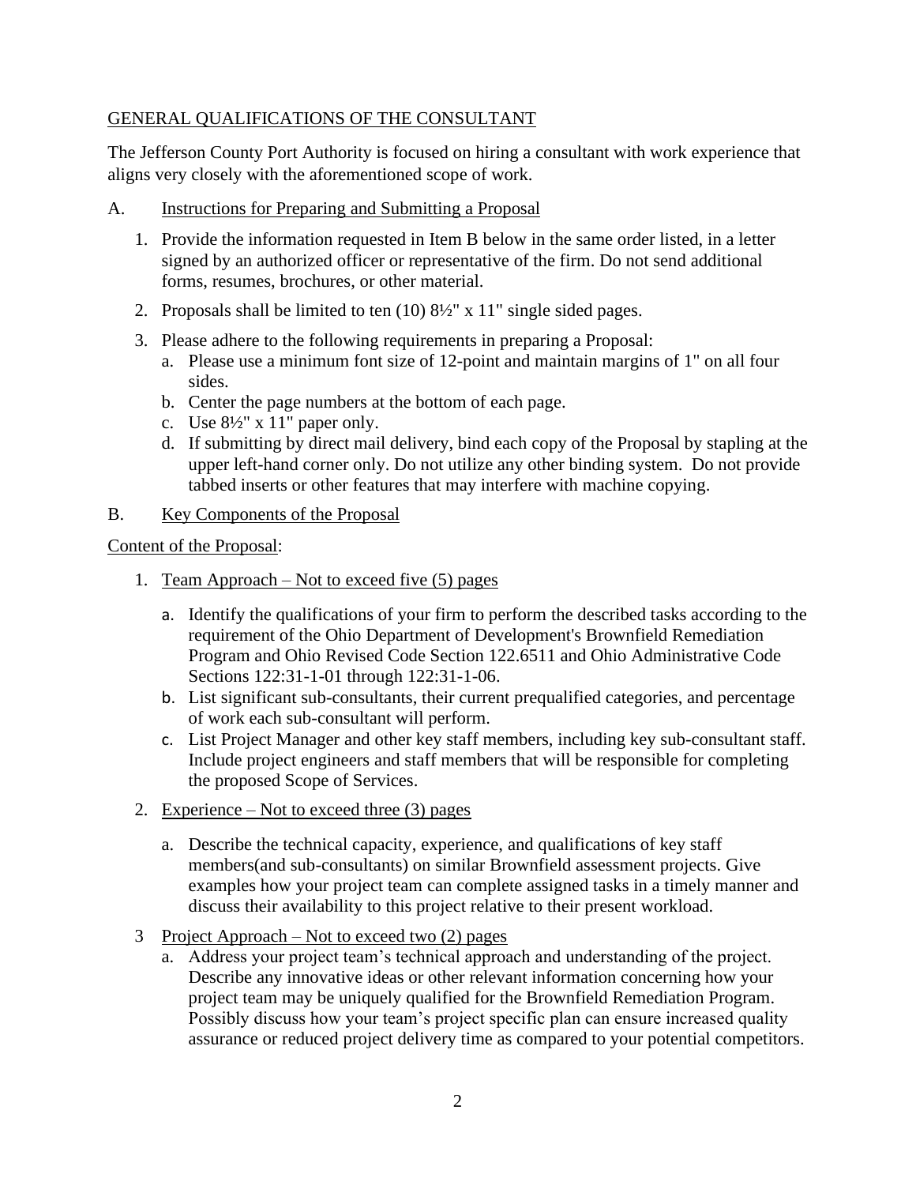## GENERAL QUALIFICATIONS OF THE CONSULTANT

The Jefferson County Port Authority is focused on hiring a consultant with work experience that aligns very closely with the aforementioned scope of work.

### A. Instructions for Preparing and Submitting a Proposal

1. Provide the information requested in Item B below in the same order listed, in a letter signed by an authorized officer or representative of the firm. Do not send additional forms, resumes, brochures, or other material.
2. Proposals shall be limited to ten (10) 8½" x 11" single sided pages.
3. Please adhere to the following requirements in preparing a Proposal:
   a. Please use a minimum font size of 12-point and maintain margins of 1" on all four sides.
   b. Center the page numbers at the bottom of each page.
   c. Use 8½" x 11" paper only.
   d. If submitting by direct mail delivery, bind each copy of the Proposal by stapling at the upper left-hand corner only. Do not utilize any other binding system. Do not provide tabbed inserts or other features that may interfere with machine copying.

### B. Key Components of the Proposal

Content of the Proposal:

1. Team Approach – Not to exceed five (5) pages

   a. Identify the qualifications of your firm to perform the described tasks according to the requirement of the Ohio Department of Development's Brownfield Remediation Program and Ohio Revised Code Section 122.6511 and Ohio Administrative Code Sections 122:31-1-01 through 122:31-1-06.
   b. List significant sub-consultants, their current prequalified categories, and percentage of work each sub-consultant will perform.
   c. List Project Manager and other key staff members, including key sub-consultant staff. Include project engineers and staff members that will be responsible for completing the proposed Scope of Services.

2. Experience – Not to exceed three (3) pages

   a. Describe the technical capacity, experience, and qualifications of key staff members(and sub-consultants) on similar Brownfield assessment projects. Give examples how your project team can complete assigned tasks in a timely manner and discuss their availability to this project relative to their present workload.

3 Project Approach – Not to exceed two (2) pages
   a. Address your project team's technical approach and understanding of the project. Describe any innovative ideas or other relevant information concerning how your project team may be uniquely qualified for the Brownfield Remediation Program. Possibly discuss how your team's project specific plan can ensure increased quality assurance or reduced project delivery time as compared to your potential competitors.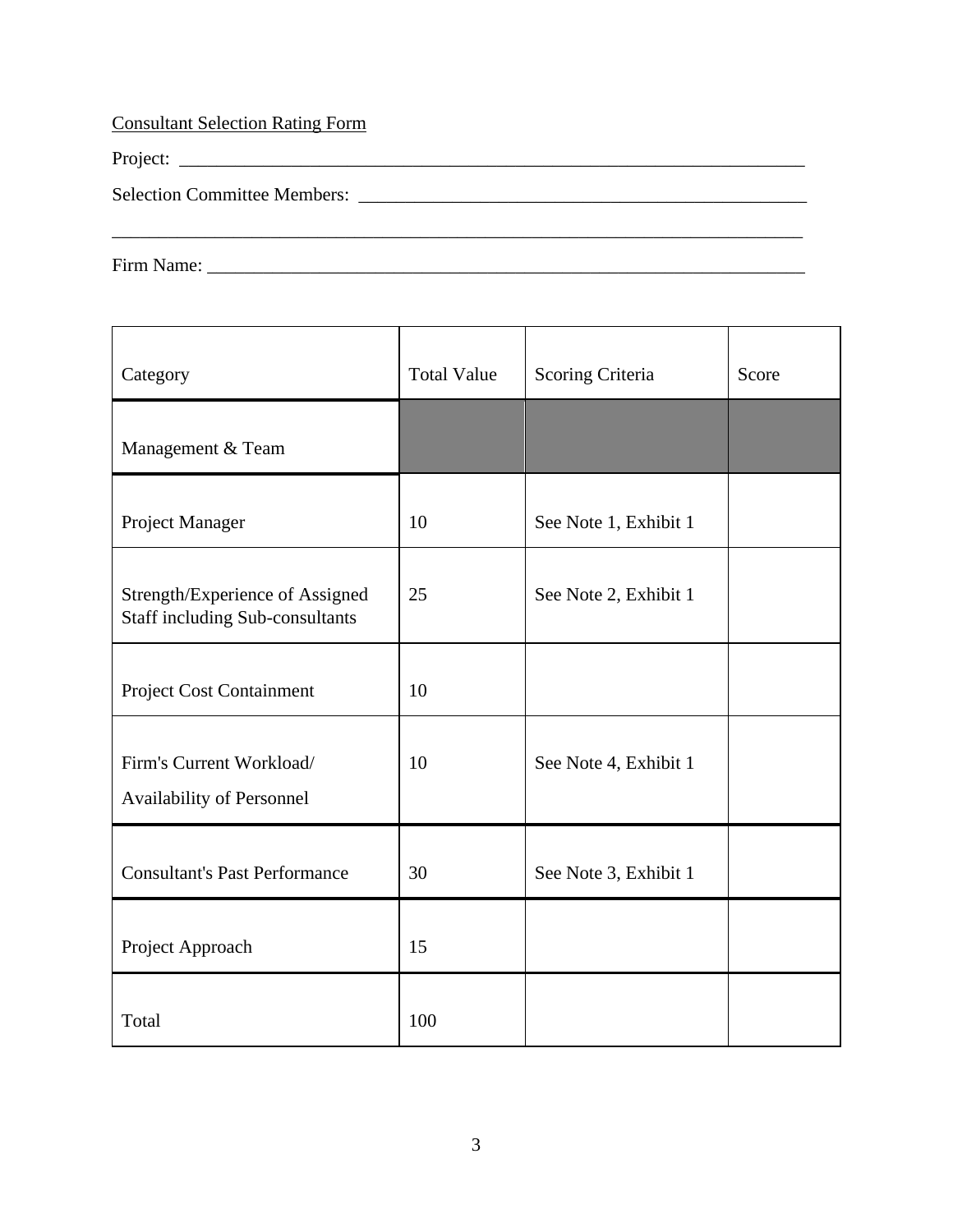Consultant Selection Rating Form

Project: ______________________________________________________________________

Selection Committee Members: _______________________________________________

_____________________________________________________________________________

Firm Name: ____________________________________________________________________

| Category | Total Value | Scoring Criteria | Score |
|---|---|---|---|
| Management & Team | | | |
| Project Manager | 10 | See Note 1, Exhibit 1 | |
| Strength/Experience of Assigned Staff including Sub-consultants | 25 | See Note 2, Exhibit 1 | |
| Project Cost Containment | 10 | | |
| Firm's Current Workload/ Availability of Personnel | 10 | See Note 4, Exhibit 1 | |
| Consultant's Past Performance | 30 | See Note 3, Exhibit 1 | |
| Project Approach | 15 | | |
| Total | 100 | | |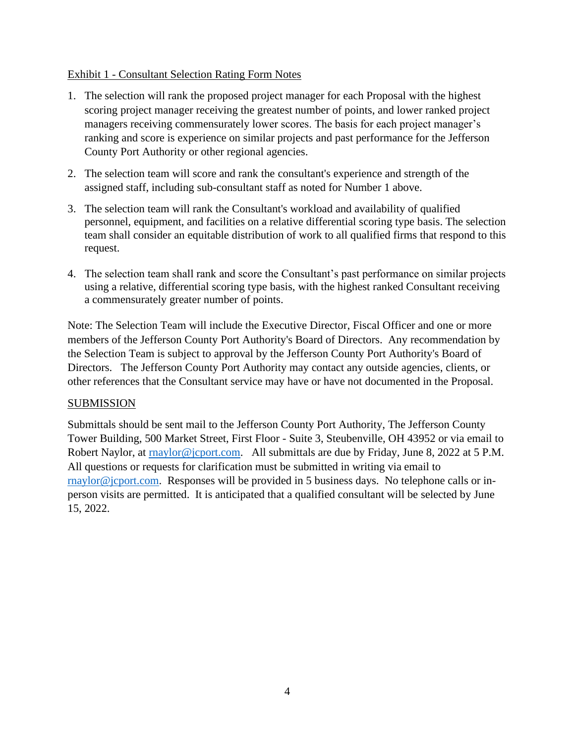Exhibit 1 - Consultant Selection Rating Form Notes

1. The selection will rank the proposed project manager for each Proposal with the highest scoring project manager receiving the greatest number of points, and lower ranked project managers receiving commensurately lower scores. The basis for each project manager's ranking and score is experience on similar projects and past performance for the Jefferson County Port Authority or other regional agencies.

2. The selection team will score and rank the consultant's experience and strength of the assigned staff, including sub-consultant staff as noted for Number 1 above.

3. The selection team will rank the Consultant's workload and availability of qualified personnel, equipment, and facilities on a relative differential scoring type basis. The selection team shall consider an equitable distribution of work to all qualified firms that respond to this request.

4. The selection team shall rank and score the Consultant's past performance on similar projects using a relative, differential scoring type basis, with the highest ranked Consultant receiving a commensurately greater number of points.

Note: The Selection Team will include the Executive Director, Fiscal Officer and one or more members of the Jefferson County Port Authority's Board of Directors. Any recommendation by the Selection Team is subject to approval by the Jefferson County Port Authority's Board of Directors. The Jefferson County Port Authority may contact any outside agencies, clients, or other references that the Consultant service may have or have not documented in the Proposal.

SUBMISSION

Submittals should be sent mail to the Jefferson County Port Authority, The Jefferson County Tower Building, 500 Market Street, First Floor - Suite 3, Steubenville, OH 43952 or via email to Robert Naylor, at rnaylor@jcport.com. All submittals are due by Friday, June 8, 2022 at 5 P.M. All questions or requests for clarification must be submitted in writing via email to rnaylor@jcport.com. Responses will be provided in 5 business days. No telephone calls or in-person visits are permitted. It is anticipated that a qualified consultant will be selected by June 15, 2022.